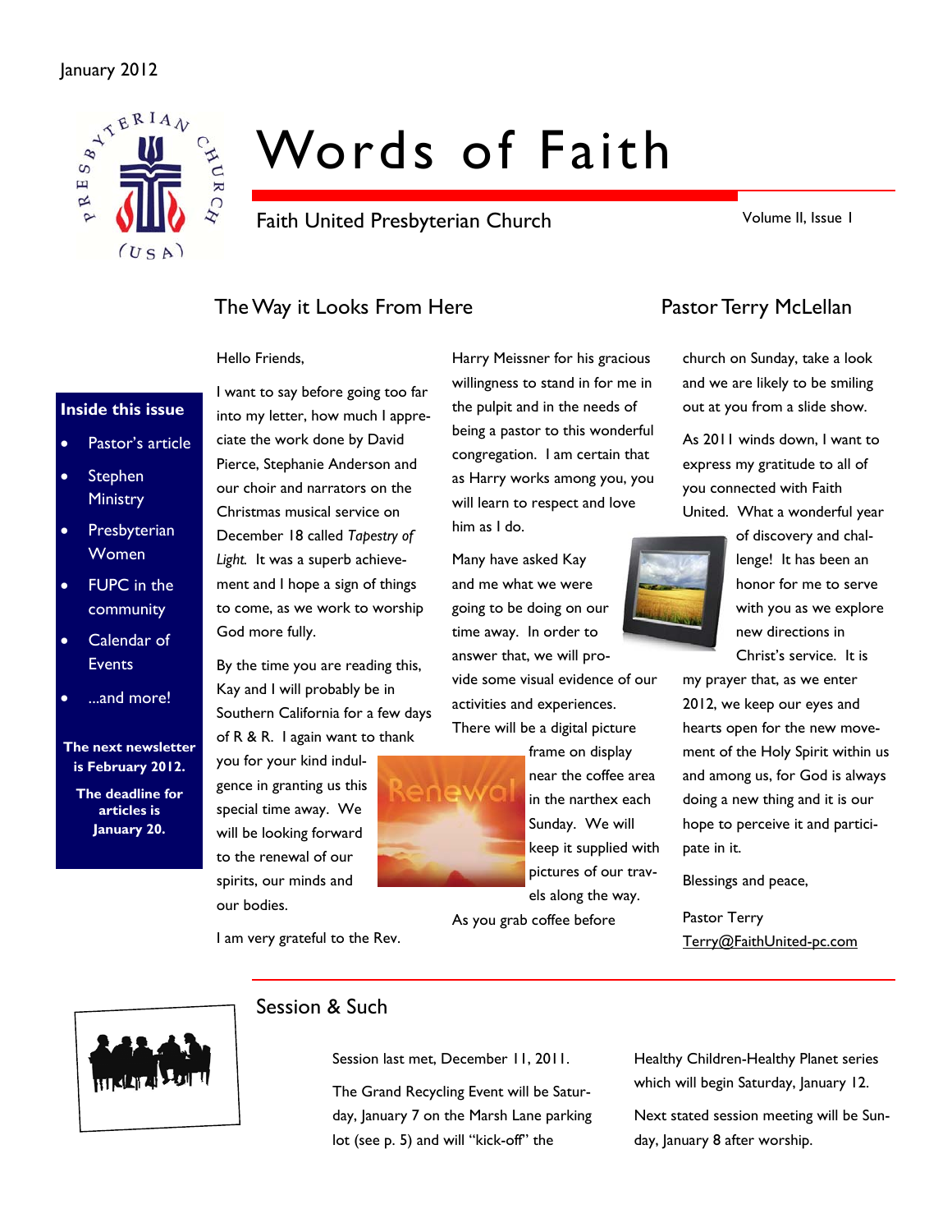January 2012

# Words of Faith

Faith United Presbyterian Church

Volume II, Issue 1

**Inside this issue**

- Pastor's article
- Stephen Ministry
- Presbyterian Women
- FUPC in the community
- Calendar of Events
- ...and more!

**The next newsletter is February 2012.**

**The deadline for articles is January 20.**

## The Way it Looks From Here — Pastor Terry McLellan

Hello Friends,

I want to say before going too far into my letter, how much I appreciate the work done by David Pierce, Stephanie Anderson and our choir and narrators on the Christmas musical service on December 18 called *Tapestry of Light.* It was a superb achievement and I hope a sign of things to come, as we work to worship God more fully.

By the time you are reading this, Kay and I will probably be in Southern California for a few days of R & R. I again want to thank you for your kind indulgence in granting us this special time away. We will be looking forward to the renewal of our spirits, our minds and our bodies.

I am very grateful to the Rev. Harry Meissner for his gracious willingness to stand in for me in the pulpit and in the needs of being a pastor to this wonderful congregation. I am certain that as Harry works among you, you will learn to respect and love him as I do.

Many have asked Kay and me what we were going to be doing on our time away. In order to answer that, we will provide some visual evidence of our activities and experiences. There will be a digital picture frame on display near the coffee area in the narthex each Sunday. We will keep it supplied with pictures of our travels along the way.

As you grab coffee before church on Sunday, take a look and we are likely to be smiling out at you from a slide show.

As 2011 winds down, I want to express my gratitude to all of you connected with Faith United. What a wonderful year of discovery and challenge! It has been an honor for me to serve with you as we explore new directions in Christ's service. It is my prayer that, as we enter 2012, we keep our eyes and hearts open for the new movement of the Holy Spirit within us and among us, for God is always doing a new thing and it is our hope to perceive it and participate in it.

Blessings and peace,

Pastor Terry
Terry@FaithUnited-pc.com

## Session & Such

Session last met, December 11, 2011.

The Grand Recycling Event will be Saturday, January 7 on the Marsh Lane parking lot (see p. 5) and will "kick-off" the Healthy Children-Healthy Planet series which will begin Saturday, January 12.

Next stated session meeting will be Sunday, January 8 after worship.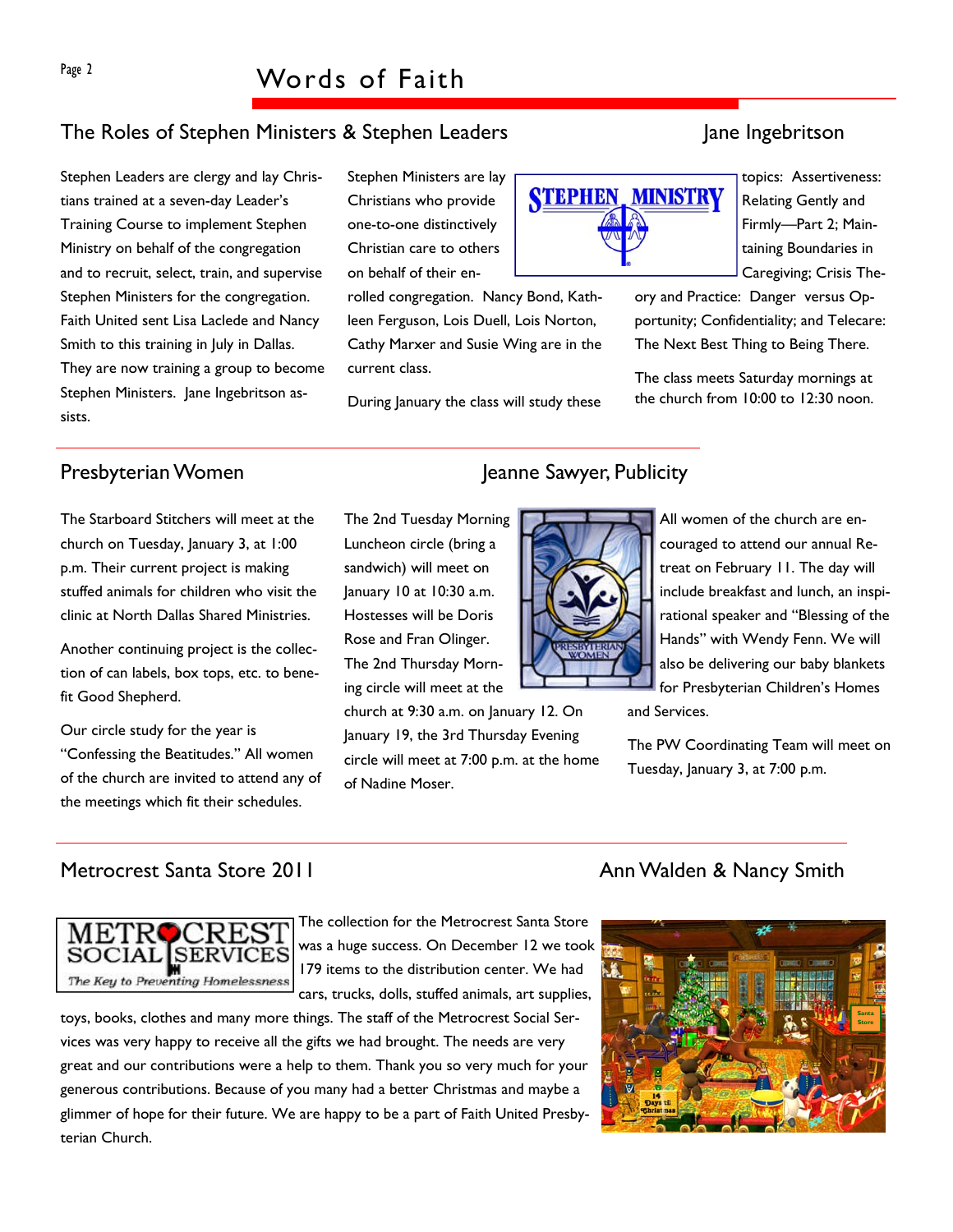# Words of Faith

## The Roles of Stephen Ministers & Stephen Leaders

Jane Ingebritson

Stephen Leaders are clergy and lay Christians trained at a seven-day Leader's Training Course to implement Stephen Ministry on behalf of the congregation and to recruit, select, train, and supervise Stephen Ministers for the congregation. Faith United sent Lisa Laclede and Nancy Smith to this training in July in Dallas. They are now training a group to become Stephen Ministers. Jane Ingebritson assists.

Stephen Ministers are lay Christians who provide one-to-one distinctively Christian care to others on behalf of their enrolled congregation. Nancy Bond, Kathleen Ferguson, Lois Duell, Lois Norton, Cathy Marxer and Susie Wing are in the current class.

During January the class will study these topics: Assertiveness: Relating Gently and Firmly—Part 2; Maintaining Boundaries in Caregiving; Crisis Theory and Practice: Danger versus Opportunity; Confidentiality; and Telecare: The Next Best Thing to Being There.

The class meets Saturday mornings at the church from 10:00 to 12:30 noon.

## Presbyterian Women

Jeanne Sawyer, Publicity

The Starboard Stitchers will meet at the church on Tuesday, January 3, at 1:00 p.m. Their current project is making stuffed animals for children who visit the clinic at North Dallas Shared Ministries.

Another continuing project is the collection of can labels, box tops, etc. to benefit Good Shepherd.

Our circle study for the year is "Confessing the Beatitudes." All women of the church are invited to attend any of the meetings which fit their schedules.

The 2nd Tuesday Morning Luncheon circle (bring a sandwich) will meet on January 10 at 10:30 a.m. Hostesses will be Doris Rose and Fran Olinger. The 2nd Thursday Morning circle will meet at the church at 9:30 a.m. on January 12. On January 19, the 3rd Thursday Evening circle will meet at 7:00 p.m. at the home of Nadine Moser.

All women of the church are encouraged to attend our annual Retreat on February 11. The day will include breakfast and lunch, an inspirational speaker and "Blessing of the Hands" with Wendy Fenn. We will also be delivering our baby blankets for Presbyterian Children's Homes and Services.

The PW Coordinating Team will meet on Tuesday, January 3, at 7:00 p.m.

## Metrocrest Santa Store 2011

Ann Walden & Nancy Smith

The collection for the Metrocrest Santa Store was a huge success. On December 12 we took 179 items to the distribution center. We had cars, trucks, dolls, stuffed animals, art supplies, toys, books, clothes and many more things. The staff of the Metrocrest Social Services was very happy to receive all the gifts we had brought. The needs are very great and our contributions were a help to them. Thank you so very much for your generous contributions. Because of you many had a better Christmas and maybe a glimmer of hope for their future. We are happy to be a part of Faith United Presbyterian Church.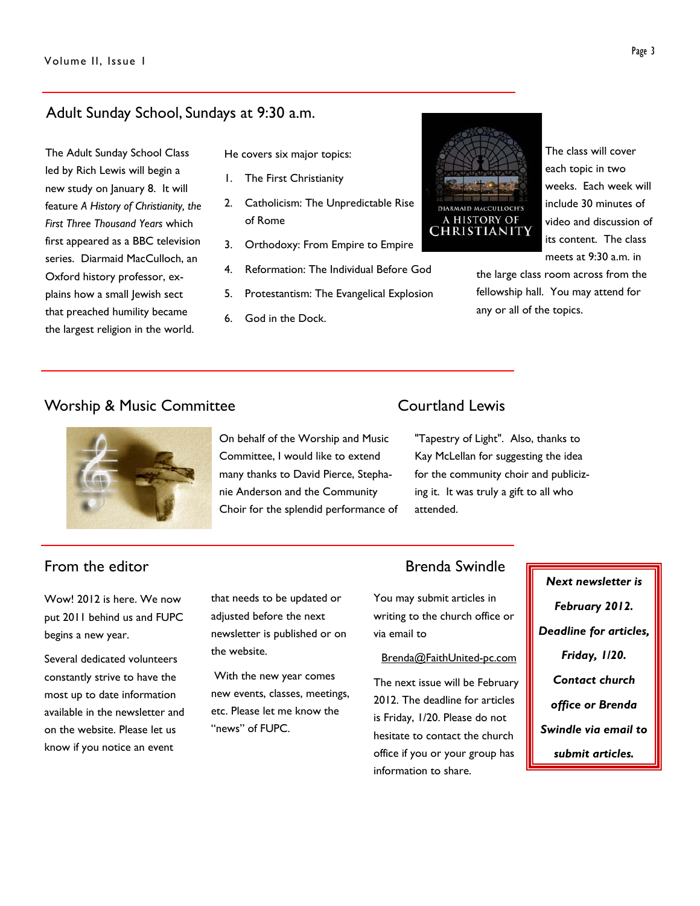## Adult Sunday School, Sundays at 9:30 a.m.

The Adult Sunday School Class led by Rich Lewis will begin a new study on January 8. It will feature *A History of Christianity, the First Three Thousand Years* which first appeared as a BBC television series. Diarmaid MacCulloch, an Oxford history professor, explains how a small Jewish sect that preached humility became the largest religion in the world.

He covers six major topics:

1. The First Christianity
2. Catholicism: The Unpredictable Rise of Rome
3. Orthodoxy: From Empire to Empire
4. Reformation: The Individual Before God
5. Protestantism: The Evangelical Explosion
6. God in the Dock.

The class will cover each topic in two weeks. Each week will include 30 minutes of video and discussion of its content. The class meets at 9:30 a.m. in the large class room across from the fellowship hall. You may attend for any or all of the topics.

## Worship & Music Committee

On behalf of the Worship and Music Committee, I would like to extend many thanks to David Pierce, Stephanie Anderson and the Community Choir for the splendid performance of "Tapestry of Light". Also, thanks to Kay McLellan for suggesting the idea for the community choir and publicizing it. It was truly a gift to all who attended.

Courtland Lewis

## From the editor

Wow! 2012 is here. We now put 2011 behind us and FUPC begins a new year.

Several dedicated volunteers constantly strive to have the most up to date information available in the newsletter and on the website. Please let us know if you notice an event that needs to be updated or adjusted before the next newsletter is published or on the website.

With the new year comes new events, classes, meetings, etc. Please let me know the "news" of FUPC.

You may submit articles in writing to the church office or via email to

Brenda@FaithUnited-pc.com

The next issue will be February 2012. The deadline for articles is Friday, 1/20. Please do not hesitate to contact the church office if you or your group has information to share.

Brenda Swindle

***Next newsletter is February 2012. Deadline for articles, Friday, 1/20. Contact church office or Brenda Swindle via email to submit articles.***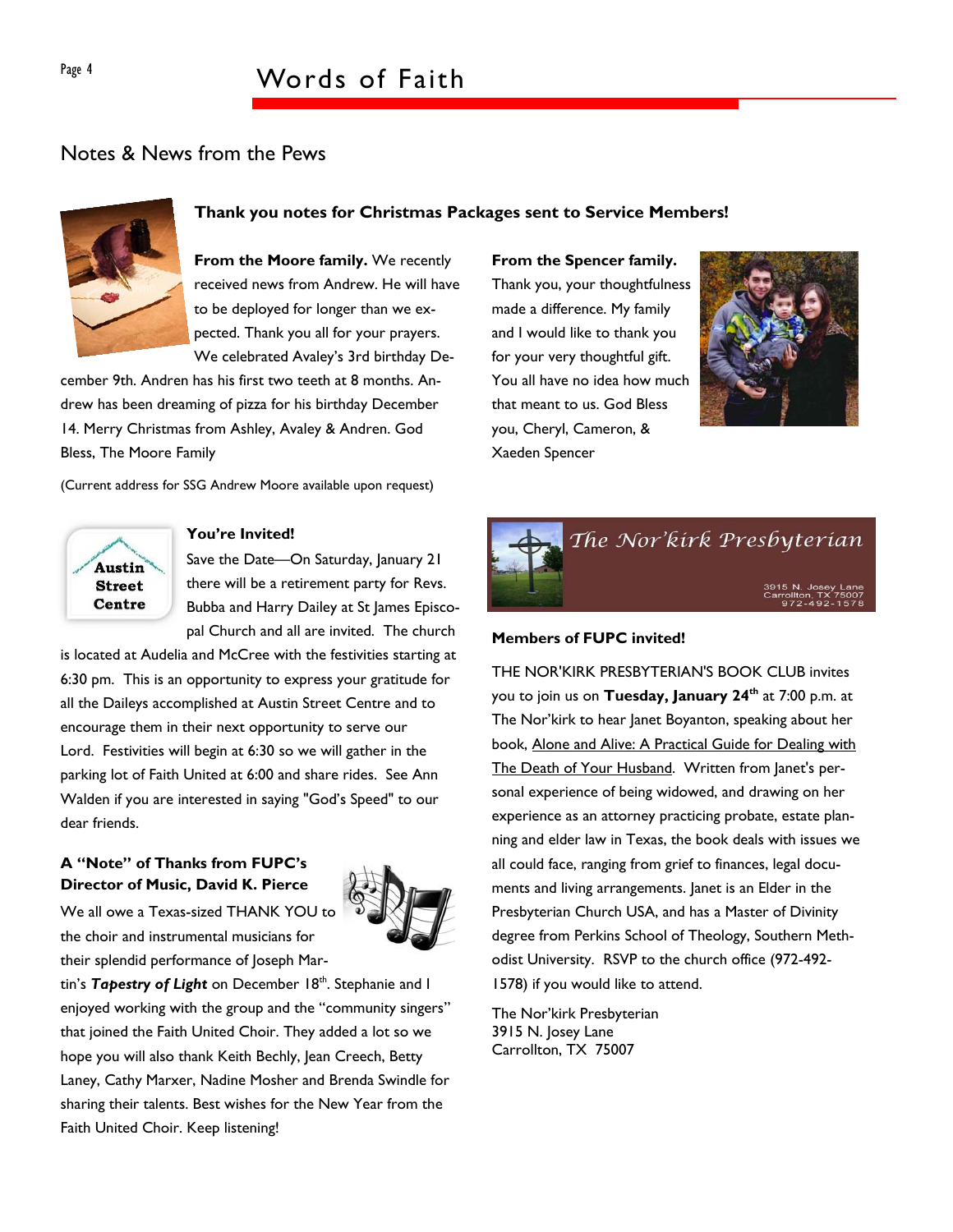## Notes & News from the Pews

### Thank you notes for Christmas Packages sent to Service Members!

**From the Moore family.** We recently received news from Andrew. He will have to be deployed for longer than we expected. Thank you all for your prayers. We celebrated Avaley's 3rd birthday December 9th. Andren has his first two teeth at 8 months. Andrew has been dreaming of pizza for his birthday December 14. Merry Christmas from Ashley, Avaley & Andren. God Bless, The Moore Family

(Current address for SSG Andrew Moore available upon request)

**From the Spencer family.** Thank you, your thoughtfulness made a difference. My family and I would like to thank you for your very thoughtful gift. You all have no idea how much that meant to us. God Bless you, Cheryl, Cameron, & Xaeden Spencer

### You're Invited!

Austin Street Centre

Save the Date—On Saturday, January 21 there will be a retirement party for Revs. Bubba and Harry Dailey at St James Episcopal Church and all are invited. The church is located at Audelia and McCree with the festivities starting at 6:30 pm. This is an opportunity to express your gratitude for all the Daileys accomplished at Austin Street Centre and to encourage them in their next opportunity to serve our Lord. Festivities will begin at 6:30 so we will gather in the parking lot of Faith United at 6:00 and share rides. See Ann Walden if you are interested in saying "God's Speed" to our dear friends.

### A "Note" of Thanks from FUPC's Director of Music, David K. Pierce

We all owe a Texas-sized THANK YOU to the choir and instrumental musicians for their splendid performance of Joseph Martin's ***Tapestry of Light*** on December 18th. Stephanie and I enjoyed working with the group and the "community singers" that joined the Faith United Choir. They added a lot so we hope you will also thank Keith Bechly, Jean Creech, Betty Laney, Cathy Marxer, Nadine Mosher and Brenda Swindle for sharing their talents. Best wishes for the New Year from the Faith United Choir. Keep listening!

*The Nor'kirk Presbyterian*

3915 N. Josey Lane
Carrollton, TX 75007
972-492-1578

### Members of FUPC invited!

THE NOR'KIRK PRESBYTERIAN'S BOOK CLUB invites you to join us on **Tuesday, January 24th** at 7:00 p.m. at The Nor'kirk to hear Janet Boyanton, speaking about her book, Alone and Alive: A Practical Guide for Dealing with The Death of Your Husband. Written from Janet's personal experience of being widowed, and drawing on her experience as an attorney practicing probate, estate planning and elder law in Texas, the book deals with issues we all could face, ranging from grief to finances, legal documents and living arrangements. Janet is an Elder in the Presbyterian Church USA, and has a Master of Divinity degree from Perkins School of Theology, Southern Methodist University. RSVP to the church office (972-492-1578) if you would like to attend.

The Nor'kirk Presbyterian
3915 N. Josey Lane
Carrollton, TX 75007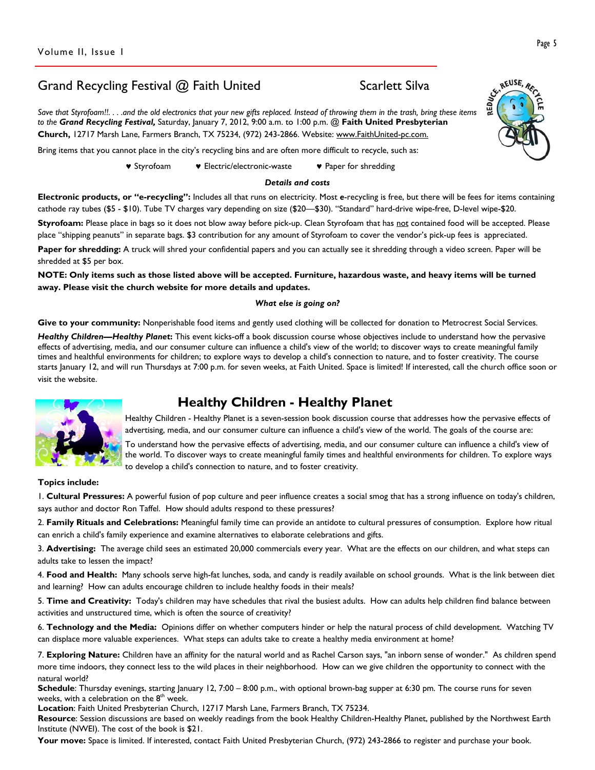## Grand Recycling Festival @ Faith United

Scarlett Silva

*Save that Styrofoam!!. . .and the old electronics that your new gifts replaced. Instead of throwing them in the trash, bring these items to the* ***Grand Recycling Festival,*** Saturday, January 7, 2012, 9:00 a.m. to 1:00 p.m. @ **Faith United Presbyterian Church,** 12717 Marsh Lane, Farmers Branch, TX 75234, (972) 243-2866. Website: www.FaithUnited-pc.com.

Bring items that you cannot place in the city's recycling bins and are often more difficult to recycle, such as:

- Styrofoam
- Electric/electronic-waste
- Paper for shredding

***Details and costs***

**Electronic products, or "e-recycling":** Includes all that runs on electricity. Most **e**-recycling is free, but there will be fees for items containing cathode ray tubes ($5 - $10). Tube TV charges vary depending on size ($20—$30). "Standard" hard-drive wipe-free, D-level wipe-$20.

**Styrofoam:** Please place in bags so it does not blow away before pick-up. Clean Styrofoam that has not contained food will be accepted. Please place "shipping peanuts" in separate bags. $3 contribution for any amount of Styrofoam to cover the vendor's pick-up fees is appreciated.

**Paper for shredding:** A truck will shred your confidential papers and you can actually see it shredding through a video screen. Paper will be shredded at $5 per box.

**NOTE: Only items such as those listed above will be accepted. Furniture, hazardous waste, and heavy items will be turned away. Please visit the church website for more details and updates.**

***What else is going on?***

**Give to your community:** Nonperishable food items and gently used clothing will be collected for donation to Metrocrest Social Services.

***Healthy Children—Healthy Planet*:** This event kicks-off a book discussion course whose objectives include to understand how the pervasive effects of advertising, media, and our consumer culture can influence a child's view of the world; to discover ways to create meaningful family times and healthful environments for children; to explore ways to develop a child's connection to nature, and to foster creativity. The course starts January 12, and will run Thursdays at 7:00 p.m. for seven weeks, at Faith United. Space is limited! If interested, call the church office soon or visit the website.

## Healthy Children - Healthy Planet

Healthy Children - Healthy Planet is a seven-session book discussion course that addresses how the pervasive effects of advertising, media, and our consumer culture can influence a child's view of the world. The goals of the course are:

To understand how the pervasive effects of advertising, media, and our consumer culture can influence a child's view of the world. To discover ways to create meaningful family times and healthful environments for children. To explore ways to develop a child's connection to nature, and to foster creativity.

**Topics include:**

1. **Cultural Pressures:** A powerful fusion of pop culture and peer influence creates a social smog that has a strong influence on today's children, says author and doctor Ron Taffel. How should adults respond to these pressures?

2. **Family Rituals and Celebrations:** Meaningful family time can provide an antidote to cultural pressures of consumption. Explore how ritual can enrich a child's family experience and examine alternatives to elaborate celebrations and gifts.

3. **Advertising:** The average child sees an estimated 20,000 commercials every year. What are the effects on our children, and what steps can adults take to lessen the impact?

4. **Food and Health:** Many schools serve high-fat lunches, soda, and candy is readily available on school grounds. What is the link between diet and learning? How can adults encourage children to include healthy foods in their meals?

5. **Time and Creativity:** Today's children may have schedules that rival the busiest adults. How can adults help children find balance between activities and unstructured time, which is often the source of creativity?

6. **Technology and the Media:** Opinions differ on whether computers hinder or help the natural process of child development. Watching TV can displace more valuable experiences. What steps can adults take to create a healthy media environment at home?

7. **Exploring Nature:** Children have an affinity for the natural world and as Rachel Carson says, "an inborn sense of wonder." As children spend more time indoors, they connect less to the wild places in their neighborhood. How can we give children the opportunity to connect with the natural world?

**Schedule**: Thursday evenings, starting January 12, 7:00 – 8:00 p.m., with optional brown-bag supper at 6:30 pm. The course runs for seven weeks, with a celebration on the 8th week.

**Location**: Faith United Presbyterian Church, 12717 Marsh Lane, Farmers Branch, TX 75234.

**Resource**: Session discussions are based on weekly readings from the book Healthy Children-Healthy Planet, published by the Northwest Earth Institute (NWEI). The cost of the book is $21.

**Your move:** Space is limited. If interested, contact Faith United Presbyterian Church, (972) 243-2866 to register and purchase your book.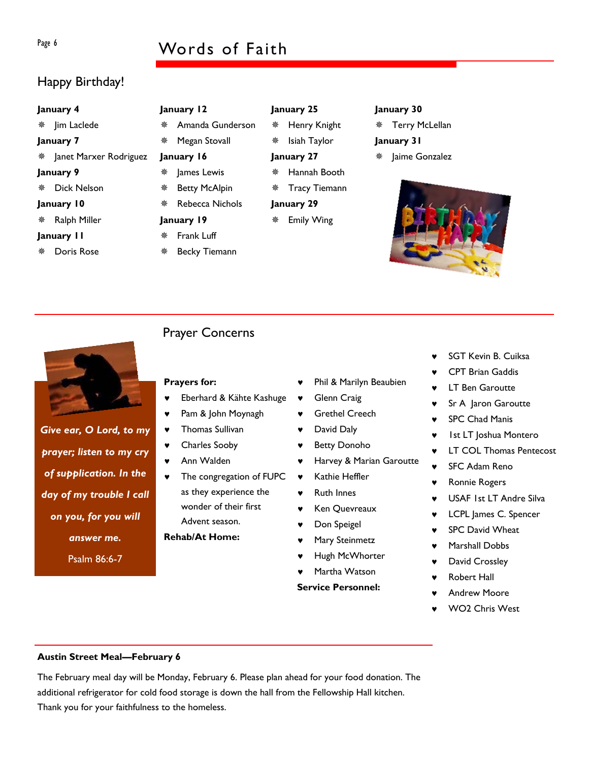## Happy Birthday!

**January 4**

- Jim Laclede

**January 7**

- Janet Marxer Rodriguez

**January 9**

- Dick Nelson

**January 10**

- Ralph Miller

**January 11**

- Doris Rose

**January 12**

- Amanda Gunderson
- Megan Stovall

**January 16**

- James Lewis
- Betty McAlpin
- Rebecca Nichols

**January 19**

- Frank Luff
- Becky Tiemann

**January 25**

- Henry Knight
- Isiah Taylor

**January 27**

- Hannah Booth
- Tracy Tiemann

**January 29**

- Emily Wing

**January 30**

- Terry McLellan

**January 31**

- Jaime Gonzalez

*Give ear, O Lord, to my prayer; listen to my cry of supplication. In the day of my trouble I call on you, for you will answer me.*

Psalm 86:6-7

## Prayer Concerns

**Prayers for:**

- Eberhard & Kähte Kashuge
- Pam & John Moynagh
- Thomas Sullivan
- Charles Sooby
- Ann Walden
- The congregation of FUPC as they experience the wonder of their first Advent season.

**Rehab/At Home:**

- Phil & Marilyn Beaubien
- Glenn Craig
- Grethel Creech
- David Daly
- Betty Donoho
- Harvey & Marian Garoutte
- Kathie Heffler
- Ruth Innes
- Ken Quevreaux
- Don Speigel
- Mary Steinmetz
- Hugh McWhorter
- Martha Watson

**Service Personnel:**

- SGT Kevin B. Cuiksa
- CPT Brian Gaddis
- LT Ben Garoutte
- Sr A Jaron Garoutte
- SPC Chad Manis
- 1st LT Joshua Montero
- LT COL Thomas Pentecost
- SFC Adam Reno
- Ronnie Rogers
- USAF 1st LT Andre Silva
- LCPL James C. Spencer
- SPC David Wheat
- Marshall Dobbs
- David Crossley
- Robert Hall
- Andrew Moore
- WO2 Chris West

**Austin Street Meal—February 6**

The February meal day will be Monday, February 6. Please plan ahead for your food donation. The additional refrigerator for cold food storage is down the hall from the Fellowship Hall kitchen. Thank you for your faithfulness to the homeless.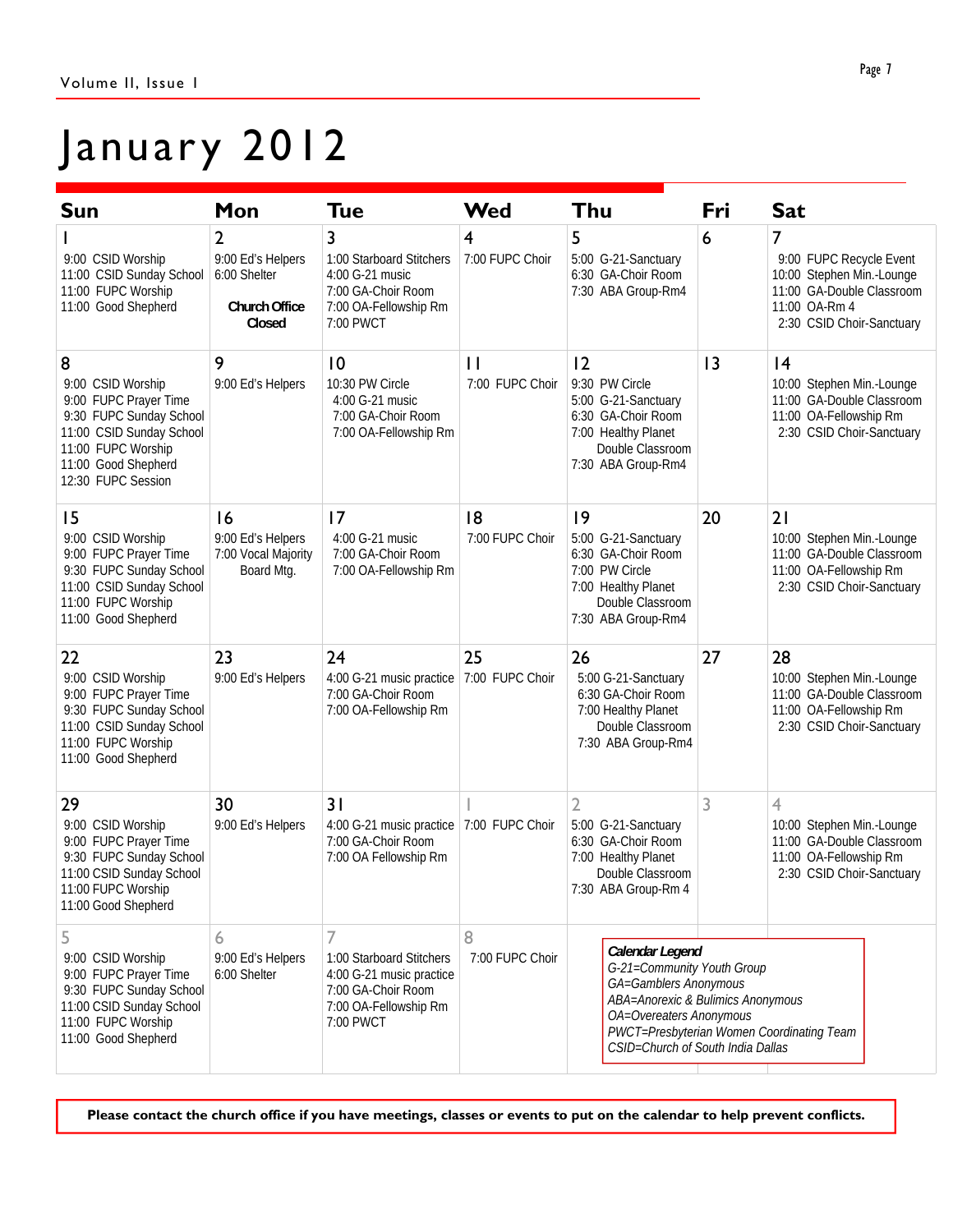# January 2012

| Sun | Mon | Tue | Wed | Thu | Fri | Sat |
|---|---|---|---|---|---|---|
| 1<br>9:00 CSID Worship<br>11:00 CSID Sunday School<br>11:00 FUPC Worship<br>11:00 Good Shepherd | 2<br>9:00 Ed's Helpers<br>6:00 Shelter<br>**Church Office Closed** | 3<br>1:00 Starboard Stitchers<br>4:00 G-21 music<br>7:00 GA-Choir Room<br>7:00 OA-Fellowship Rm<br>7:00 PWCT | 4<br>7:00 FUPC Choir | 5<br>5:00 G-21-Sanctuary<br>6:30 GA-Choir Room<br>7:30 ABA Group-Rm4 | 6 | 7<br>9:00 FUPC Recycle Event<br>10:00 Stephen Min.-Lounge<br>11:00 GA-Double Classroom<br>11:00 OA-Rm 4<br>2:30 CSID Choir-Sanctuary |
| 8<br>9:00 CSID Worship<br>9:00 FUPC Prayer Time<br>9:30 FUPC Sunday School<br>11:00 CSID Sunday School<br>11:00 FUPC Worship<br>11:00 Good Shepherd<br>12:30 FUPC Session | 9<br>9:00 Ed's Helpers | 10<br>10:30 PW Circle<br>4:00 G-21 music<br>7:00 GA-Choir Room<br>7:00 OA-Fellowship Rm | 11<br>7:00 FUPC Choir | 12<br>9:30 PW Circle<br>5:00 G-21-Sanctuary<br>6:30 GA-Choir Room<br>7:00 Healthy Planet Double Classroom<br>7:30 ABA Group-Rm4 | 13 | 14<br>10:00 Stephen Min.-Lounge<br>11:00 GA-Double Classroom<br>11:00 OA-Fellowship Rm<br>2:30 CSID Choir-Sanctuary |
| 15<br>9:00 CSID Worship<br>9:00 FUPC Prayer Time<br>9:30 FUPC Sunday School<br>11:00 CSID Sunday School<br>11:00 FUPC Worship<br>11:00 Good Shepherd | 16<br>9:00 Ed's Helpers<br>7:00 Vocal Majority Board Mtg. | 17<br>4:00 G-21 music<br>7:00 GA-Choir Room<br>7:00 OA-Fellowship Rm | 18<br>7:00 FUPC Choir | 19<br>5:00 G-21-Sanctuary<br>6:30 GA-Choir Room<br>7:00 PW Circle<br>7:00 Healthy Planet Double Classroom<br>7:30 ABA Group-Rm4 | 20 | 21<br>10:00 Stephen Min.-Lounge<br>11:00 GA-Double Classroom<br>11:00 OA-Fellowship Rm<br>2:30 CSID Choir-Sanctuary |
| 22<br>9:00 CSID Worship<br>9:00 FUPC Prayer Time<br>9:30 FUPC Sunday School<br>11:00 CSID Sunday School<br>11:00 FUPC Worship<br>11:00 Good Shepherd | 23<br>9:00 Ed's Helpers | 24<br>4:00 G-21 music practice<br>7:00 GA-Choir Room<br>7:00 OA-Fellowship Rm | 25<br>7:00 FUPC Choir | 26<br>5:00 G-21-Sanctuary<br>6:30 GA-Choir Room<br>7:00 Healthy Planet Double Classroom<br>7:30 ABA Group-Rm4 | 27 | 28<br>10:00 Stephen Min.-Lounge<br>11:00 GA-Double Classroom<br>11:00 OA-Fellowship Rm<br>2:30 CSID Choir-Sanctuary |
| 29<br>9:00 CSID Worship<br>9:00 FUPC Prayer Time<br>9:30 FUPC Sunday School<br>11:00 CSID Sunday School<br>11:00 FUPC Worship<br>11:00 Good Shepherd | 30<br>9:00 Ed's Helpers | 31<br>4:00 G-21 music practice<br>7:00 GA-Choir Room<br>7:00 OA Fellowship Rm | 1<br>7:00 FUPC Choir | 2<br>5:00 G-21-Sanctuary<br>6:30 GA-Choir Room<br>7:00 Healthy Planet Double Classroom<br>7:30 ABA Group-Rm 4 | 3 | 4<br>10:00 Stephen Min.-Lounge<br>11:00 GA-Double Classroom<br>11:00 OA-Fellowship Rm<br>2:30 CSID Choir-Sanctuary |
| 5<br>9:00 CSID Worship<br>9:00 FUPC Prayer Time<br>9:30 FUPC Sunday School<br>11:00 CSID Sunday School<br>11:00 FUPC Worship<br>11:00 Good Shepherd | 6<br>9:00 Ed's Helpers<br>6:00 Shelter | 7<br>1:00 Starboard Stitchers<br>4:00 G-21 music practice<br>7:00 GA-Choir Room<br>7:00 OA-Fellowship Rm<br>7:00 PWCT | 8<br>7:00 FUPC Choir | | | |

***Calendar Legend***
*G-21=Community Youth Group*
*GA=Gamblers Anonymous*
*ABA=Anorexic & Bulimics Anonymous*
*OA=Overeaters Anonymous*
*PWCT=Presbyterian Women Coordinating Team*
*CSID=Church of South India Dallas*

**Please contact the church office if you have meetings, classes or events to put on the calendar to help prevent conflicts.**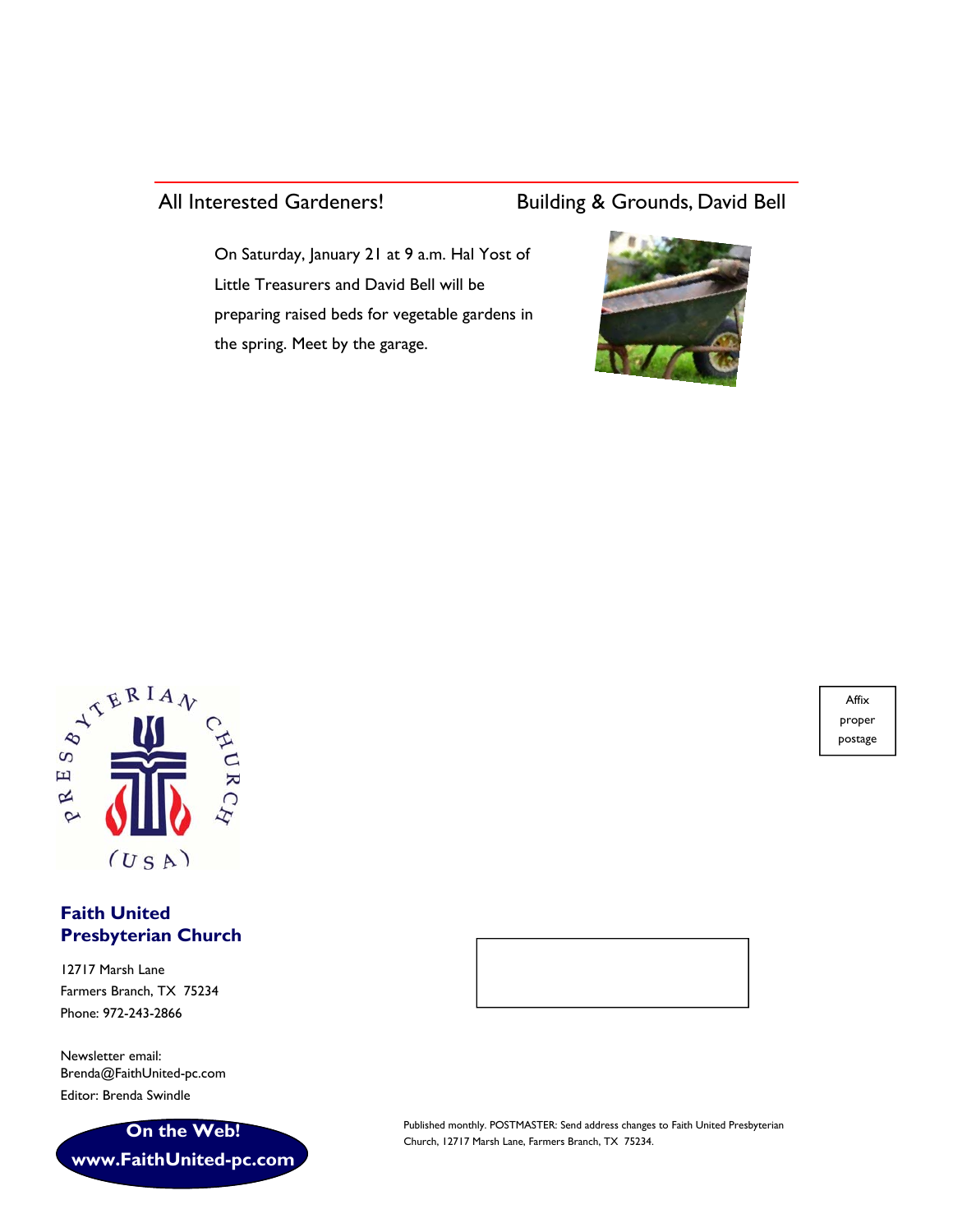## All Interested Gardeners!

## Building & Grounds, David Bell

On Saturday, January 21 at 9 a.m. Hal Yost of Little Treasurers and David Bell will be preparing raised beds for vegetable gardens in the spring. Meet by the garage.

Affix proper postage

**Faith United Presbyterian Church**

12717 Marsh Lane
Farmers Branch, TX 75234
Phone: 972-243-2866

Newsletter email:
Brenda@FaithUnited-pc.com
Editor: Brenda Swindle

**On the Web!**
**www.FaithUnited-pc.com**

Published monthly. POSTMASTER: Send address changes to Faith United Presbyterian Church, 12717 Marsh Lane, Farmers Branch, TX 75234.